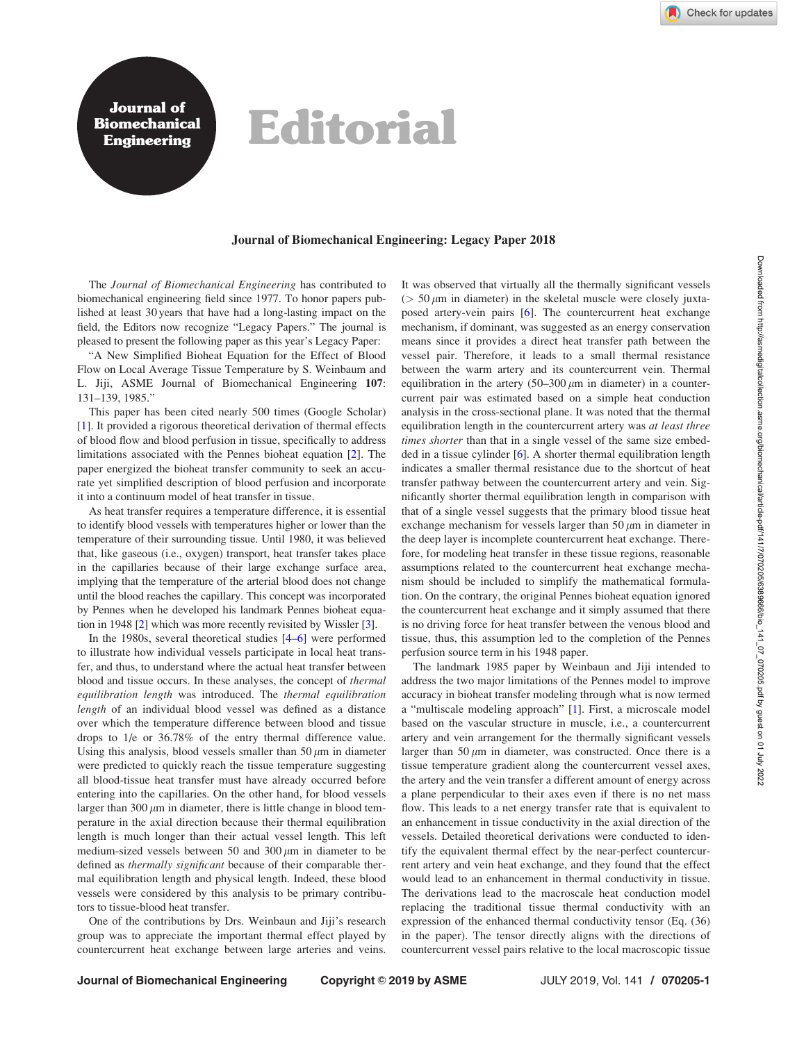# Editorial

## Journal of Biomechanical Engineering: Legacy Paper 2018

The *Journal of Biomechanical Engineering* has contributed to biomechanical engineering field since 1977. To honor papers published at least 30 years that have had a long-lasting impact on the field, the Editors now recognize "Legacy Papers." The journal is pleased to present the following paper as this year's Legacy Paper:

"A New Simplified Bioheat Equation for the Effect of Blood Flow on Local Average Tissue Temperature by S. Weinbaum and L. Jiji, ASME Journal of Biomechanical Engineering **107**: 131–139, 1985."

This paper has been cited nearly 500 times (Google Scholar) [1]. It provided a rigorous theoretical derivation of thermal effects of blood flow and blood perfusion in tissue, specifically to address limitations associated with the Pennes bioheat equation [2]. The paper energized the bioheat transfer community to seek an accurate yet simplified description of blood perfusion and incorporate it into a continuum model of heat transfer in tissue.

As heat transfer requires a temperature difference, it is essential to identify blood vessels with temperatures higher or lower than the temperature of their surrounding tissue. Until 1980, it was believed that, like gaseous (i.e., oxygen) transport, heat transfer takes place in the capillaries because of their large exchange surface area, implying that the temperature of the arterial blood does not change until the blood reaches the capillary. This concept was incorporated by Pennes when he developed his landmark Pennes bioheat equation in 1948 [2] which was more recently revisited by Wissler [3].

In the 1980s, several theoretical studies [4–6] were performed to illustrate how individual vessels participate in local heat transfer, and thus, to understand where the actual heat transfer between blood and tissue occurs. In these analyses, the concept of *thermal equilibration length* was introduced. The *thermal equilibration length* of an individual blood vessel was defined as a distance over which the temperature difference between blood and tissue drops to 1/e or 36.78% of the entry thermal difference value. Using this analysis, blood vessels smaller than 50 $\mu$m in diameter were predicted to quickly reach the tissue temperature suggesting all blood-tissue heat transfer must have already occurred before entering into the capillaries. On the other hand, for blood vessels larger than 300 $\mu$m in diameter, there is little change in blood temperature in the axial direction because their thermal equilibration length is much longer than their actual vessel length. This left medium-sized vessels between 50 and 300 $\mu$m in diameter to be defined as *thermally significant* because of their comparable thermal equilibration length and physical length. Indeed, these blood vessels were considered by this analysis to be primary contributors to tissue-blood heat transfer.

One of the contributions by Drs. Weinbaun and Jiji's research group was to appreciate the important thermal effect played by countercurrent heat exchange between large arteries and veins. It was observed that virtually all the thermally significant vessels ($> 50\,\mu$m in diameter) in the skeletal muscle were closely juxtaposed artery-vein pairs [6]. The countercurrent heat exchange mechanism, if dominant, was suggested as an energy conservation means since it provides a direct heat transfer path between the vessel pair. Therefore, it leads to a small thermal resistance between the warm artery and its countercurrent vein. Thermal equilibration in the artery (50–300 $\mu$m in diameter) in a countercurrent pair was estimated based on a simple heat conduction analysis in the cross-sectional plane. It was noted that the thermal equilibration length in the countercurrent artery was *at least three times shorter* than that in a single vessel of the same size embedded in a tissue cylinder [6]. A shorter thermal equilibration length indicates a smaller thermal resistance due to the shortcut of heat transfer pathway between the countercurrent artery and vein. Significantly shorter thermal equilibration length in comparison with that of a single vessel suggests that the primary blood tissue heat exchange mechanism for vessels larger than 50 $\mu$m in diameter in the deep layer is incomplete countercurrent heat exchange. Therefore, for modeling heat transfer in these tissue regions, reasonable assumptions related to the countercurrent heat exchange mechanism should be included to simplify the mathematical formulation. On the contrary, the original Pennes bioheat equation ignored the countercurrent heat exchange and it simply assumed that there is no driving force for heat transfer between the venous blood and tissue, thus, this assumption led to the completion of the Pennes perfusion source term in his 1948 paper.

The landmark 1985 paper by Weinbaum and Jiji intended to address the two major limitations of the Pennes model to improve accuracy in bioheat transfer modeling through what is now termed a "multiscale modeling approach" [1]. First, a microscale model based on the vascular structure in muscle, i.e., a countercurrent artery and vein arrangement for the thermally significant vessels larger than 50 $\mu$m in diameter, was constructed. Once there is a tissue temperature gradient along the countercurrent vessel axes, the artery and the vein transfer a different amount of energy across a plane perpendicular to their axes even if there is no net mass flow. This leads to a net energy transfer rate that is equivalent to an enhancement in tissue conductivity in the axial direction of the vessels. Detailed theoretical derivations were conducted to identify the equivalent thermal effect by the near-perfect countercurrent artery and vein heat exchange, and they found that the effect would lead to an enhancement in thermal conductivity in tissue. The derivations lead to the macroscale heat conduction model replacing the traditional tissue thermal conductivity with an expression of the enhanced thermal conductivity tensor (Eq. (36) in the paper). The tensor directly aligns with the directions of countercurrent vessel pairs relative to the local macroscopic tissue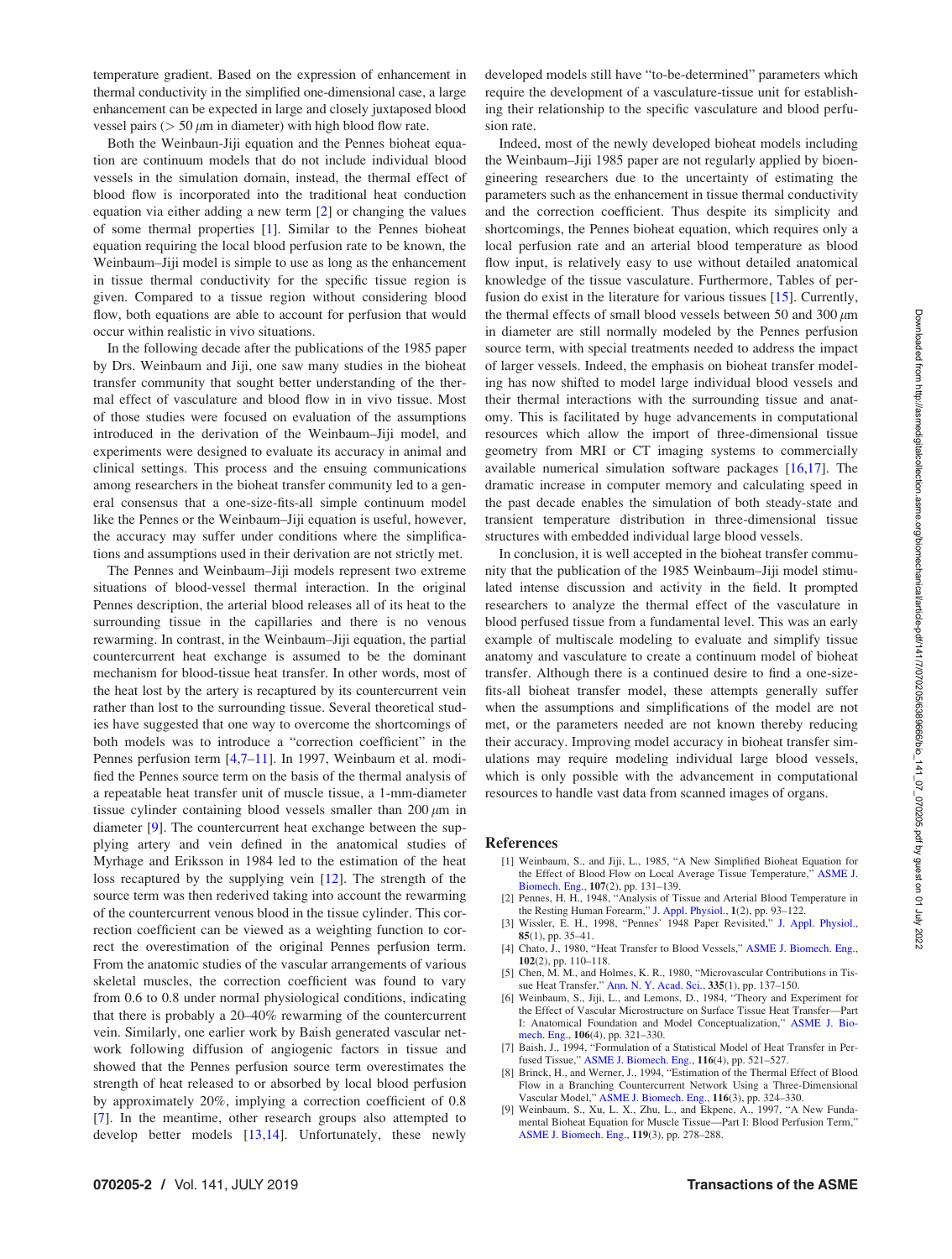temperature gradient. Based on the expression of enhancement in thermal conductivity in the simplified one-dimensional case, a large enhancement can be expected in large and closely juxtaposed blood vessel pairs ($> 50\ \mu$m in diameter) with high blood flow rate.

Both the Weinbaun-Jiji equation and the Pennes bioheat equation are continuum models that do not include individual blood vessels in the simulation domain, instead, the thermal effect of blood flow is incorporated into the traditional heat conduction equation via either adding a new term [2] or changing the values of some thermal properties [1]. Similar to the Pennes bioheat equation requiring the local blood perfusion rate to be known, the Weinbaum–Jiji model is simple to use as long as the enhancement in tissue thermal conductivity for the specific tissue region is given. Compared to a tissue region without considering blood flow, both equations are able to account for perfusion that would occur within realistic in vivo situations.

In the following decade after the publications of the 1985 paper by Drs. Weinbaum and Jiji, one saw many studies in the bioheat transfer community that sought better understanding of the thermal effect of vasculature and blood flow in in vivo tissue. Most of those studies were focused on evaluation of the assumptions introduced in the derivation of the Weinbaum–Jiji model, and experiments were designed to evaluate its accuracy in animal and clinical settings. This process and the ensuing communications among researchers in the bioheat transfer community led to a general consensus that a one-size-fits-all simple continuum model like the Pennes or the Weinbaum–Jiji equation is useful, however, the accuracy may suffer under conditions where the simplifications and assumptions used in their derivation are not strictly met.

The Pennes and Weinbaum–Jiji models represent two extreme situations of blood-vessel thermal interaction. In the original Pennes description, the arterial blood releases all of its heat to the surrounding tissue in the capillaries and there is no venous rewarming. In contrast, in the Weinbaum–Jiji equation, the partial countercurrent heat exchange is assumed to be the dominant mechanism for blood-tissue heat transfer. In other words, most of the heat lost by the artery is recaptured by its countercurrent vein rather than lost to the surrounding tissue. Several theoretical studies have suggested that one way to overcome the shortcomings of both models was to introduce a "correction coefficient" in the Pennes perfusion term [4,7–11]. In 1997, Weinbaum et al. modified the Pennes source term on the basis of the thermal analysis of a repeatable heat transfer unit of muscle tissue, a 1-mm-diameter tissue cylinder containing blood vessels smaller than $200\ \mu$m in diameter [9]. The countercurrent heat exchange between the supplying artery and vein defined in the anatomical studies of Myrhage and Eriksson in 1984 led to the estimation of the heat loss recaptured by the supplying vein [12]. The strength of the source term was then rederived taking into account the rewarming of the countercurrent venous blood in the tissue cylinder. This correction coefficient can be viewed as a weighting function to correct the overestimation of the original Pennes perfusion term. From the anatomic studies of the vascular arrangements of various skeletal muscles, the correction coefficient was found to vary from 0.6 to 0.8 under normal physiological conditions, indicating that there is probably a 20–40% rewarming of the countercurrent vein. Similarly, one earlier work by Baish generated vascular network following diffusion of angiogenic factors in tissue and showed that the Pennes perfusion source term overestimates the strength of heat released to or absorbed by local blood perfusion by approximately 20%, implying a correction coefficient of 0.8 [7]. In the meantime, other research groups also attempted to develop better models [13,14]. Unfortunately, these newly developed models still have "to-be-determined" parameters which require the development of a vasculature-tissue unit for establishing their relationship to the specific vasculature and blood perfusion rate.

Indeed, most of the newly developed bioheat models including the Weinbaum–Jiji 1985 paper are not regularly applied by bioengineering researchers due to the uncertainty of estimating the parameters such as the enhancement in tissue thermal conductivity and the correction coefficient. Thus despite its simplicity and shortcomings, the Pennes bioheat equation, which requires only a local perfusion rate and an arterial blood temperature as blood flow input, is relatively easy to use without detailed anatomical knowledge of the tissue vasculature. Furthermore, Tables of perfusion do exist in the literature for various tissues [15]. Currently, the thermal effects of small blood vessels between 50 and $300\ \mu$m in diameter are still normally modeled by the Pennes perfusion source term, with special treatments needed to address the impact of larger vessels. Indeed, the emphasis on bioheat transfer modeling has now shifted to model large individual blood vessels and their thermal interactions with the surrounding tissue and anatomy. This is facilitated by huge advancements in computational resources which allow the import of three-dimensional tissue geometry from MRI or CT imaging systems to commercially available numerical simulation software packages [16,17]. The dramatic increase in computer memory and calculating speed in the past decade enables the simulation of both steady-state and transient temperature distribution in three-dimensional tissue structures with embedded individual large blood vessels.

In conclusion, it is well accepted in the bioheat transfer community that the publication of the 1985 Weinbaum–Jiji model stimulated intense discussion and activity in the field. It prompted researchers to analyze the thermal effect of the vasculature in blood perfused tissue from a fundamental level. This was an early example of multiscale modeling to evaluate and simplify tissue anatomy and vasculature to create a continuum model of bioheat transfer. Although there is a continued desire to find a one-size-fits-all bioheat transfer model, these attempts generally suffer when the assumptions and simplifications of the model are not met, or the parameters needed are not known thereby reducing their accuracy. Improving model accuracy in bioheat transfer simulations may require modeling individual large blood vessels, which is only possible with the advancement in computational resources to handle vast data from scanned images of organs.

## References

[1] Weinbaum, S., and Jiji, L., 1985, "A New Simplified Bioheat Equation for the Effect of Blood Flow on Local Average Tissue Temperature," ASME J. Biomech. Eng., 107(2), pp. 131–139.

[2] Pennes, H. H., 1948, "Analysis of Tissue and Arterial Blood Temperature in the Resting Human Forearm," J. Appl. Physiol., 1(2), pp. 93–122.

[3] Wissler, E. H., 1998, "Pennes' 1948 Paper Revisited," J. Appl. Physiol., 85(1), pp. 35–41.

[4] Chato, J., 1980, "Heat Transfer to Blood Vessels," ASME J. Biomech. Eng., 102(2), pp. 110–118.

[5] Chen, M. M., and Holmes, K. R., 1980, "Microvascular Contributions in Tissue Heat Transfer," Ann. N. Y. Acad. Sci., 335(1), pp. 137–150.

[6] Weinbaum, S., Jiji, L., and Lemons, D., 1984, "Theory and Experiment for the Effect of Vascular Microstructure on Surface Tissue Heat Transfer—Part I: Anatomical Foundation and Model Conceptualization," ASME J. Biomech. Eng., 106(4), pp. 321–330.

[7] Baish, J., 1994, "Formulation of a Statistical Model of Heat Transfer in Perfused Tissue," ASME J. Biomech. Eng., 116(4), pp. 521–527.

[8] Brinck, H., and Werner, J., 1994, "Estimation of the Thermal Effect of Blood Flow in a Branching Countercurrent Network Using a Three-Dimensional Vascular Model," ASME J. Biomech. Eng., 116(3), pp. 324–330.

[9] Weinbaum, S., Xu, L. X., Zhu, L., and Ekpene, A., 1997, "A New Fundamental Bioheat Equation for Muscle Tissue—Part I: Blood Perfusion Term," ASME J. Biomech. Eng., 119(3), pp. 278–288.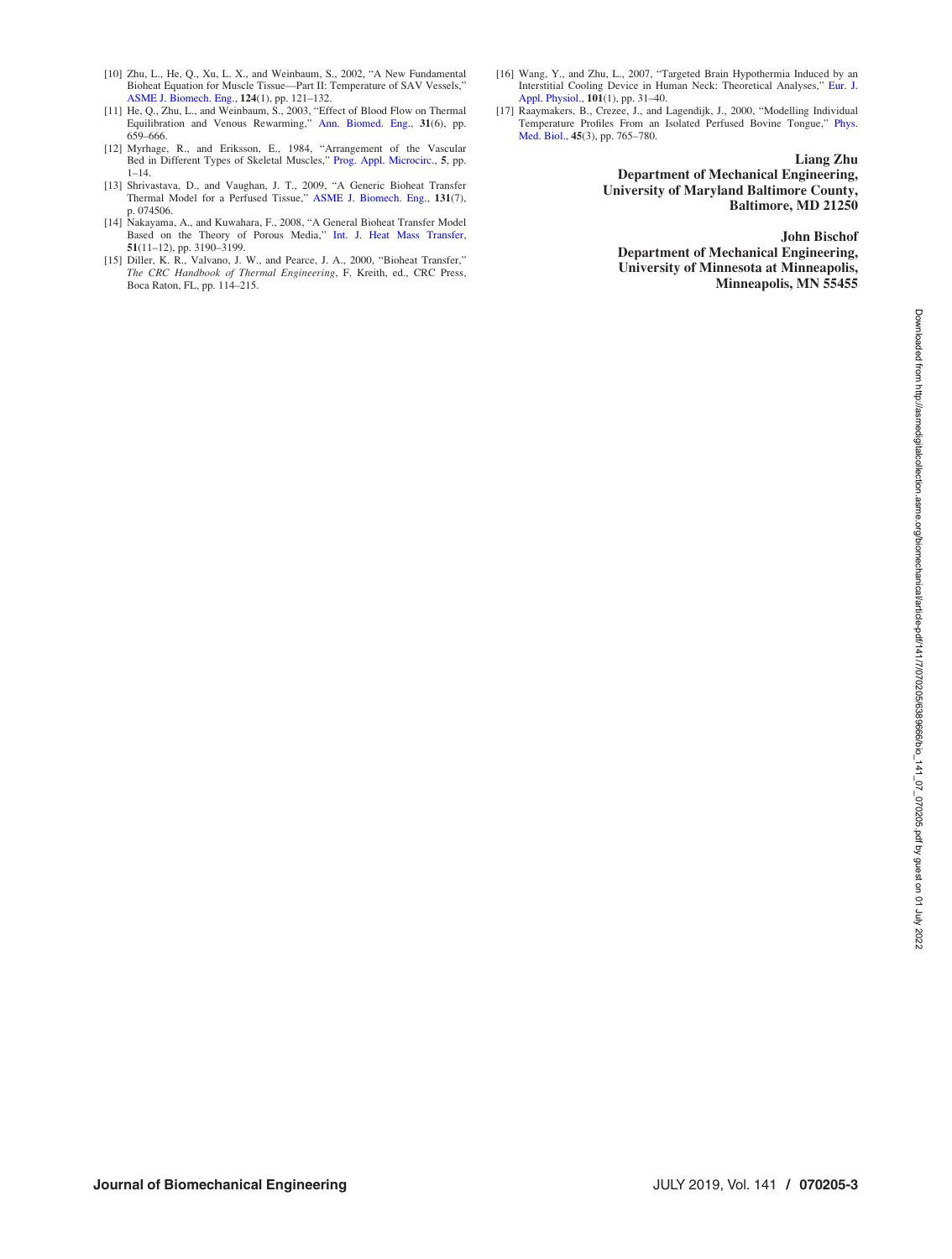[10] Zhu, L., He, Q., Xu, L. X., and Weinbaum, S., 2002, "A New Fundamental Bioheat Equation for Muscle Tissue—Part II: Temperature of SAV Vessels," ASME J. Biomech. Eng., **124**(1), pp. 121–132.

[11] He, Q., Zhu, L., and Weinbaum, S., 2003, "Effect of Blood Flow on Thermal Equilibration and Venous Rewarming," Ann. Biomed. Eng., **31**(6), pp. 659–666.

[12] Myrhage, R., and Eriksson, E., 1984, "Arrangement of the Vascular Bed in Different Types of Skeletal Muscles," Prog. Appl. Microcirc., **5**, pp. 1–14.

[13] Shrivastava, D., and Vaughan, J. T., 2009, "A Generic Bioheat Transfer Thermal Model for a Perfused Tissue," ASME J. Biomech. Eng., **131**(7), p. 074506.

[14] Nakayama, A., and Kuwahara, F., 2008, "A General Bioheat Transfer Model Based on the Theory of Porous Media," Int. J. Heat Mass Transfer, **51**(11–12), pp. 3190–3199.

[15] Diller, K. R., Valvano, J. W., and Pearce, J. A., 2000, "Bioheat Transfer," *The CRC Handbook of Thermal Engineering*, F. Kreith, ed., CRC Press, Boca Raton, FL, pp. 114–215.

[16] Wang, Y., and Zhu, L., 2007, "Targeted Brain Hypothermia Induced by an Interstitial Cooling Device in Human Neck: Theoretical Analyses," Eur. J. Appl. Physiol., **101**(1), pp. 31–40.

[17] Raaymakers, B., Crezee, J., and Lagendijk, J., 2000, "Modelling Individual Temperature Profiles From an Isolated Perfused Bovine Tongue," Phys. Med. Biol., **45**(3), pp. 765–780.

**Liang Zhu**
**Department of Mechanical Engineering,**
**University of Maryland Baltimore County,**
**Baltimore, MD 21250**

**John Bischof**
**Department of Mechanical Engineering,**
**University of Minnesota at Minneapolis,**
**Minneapolis, MN 55455**